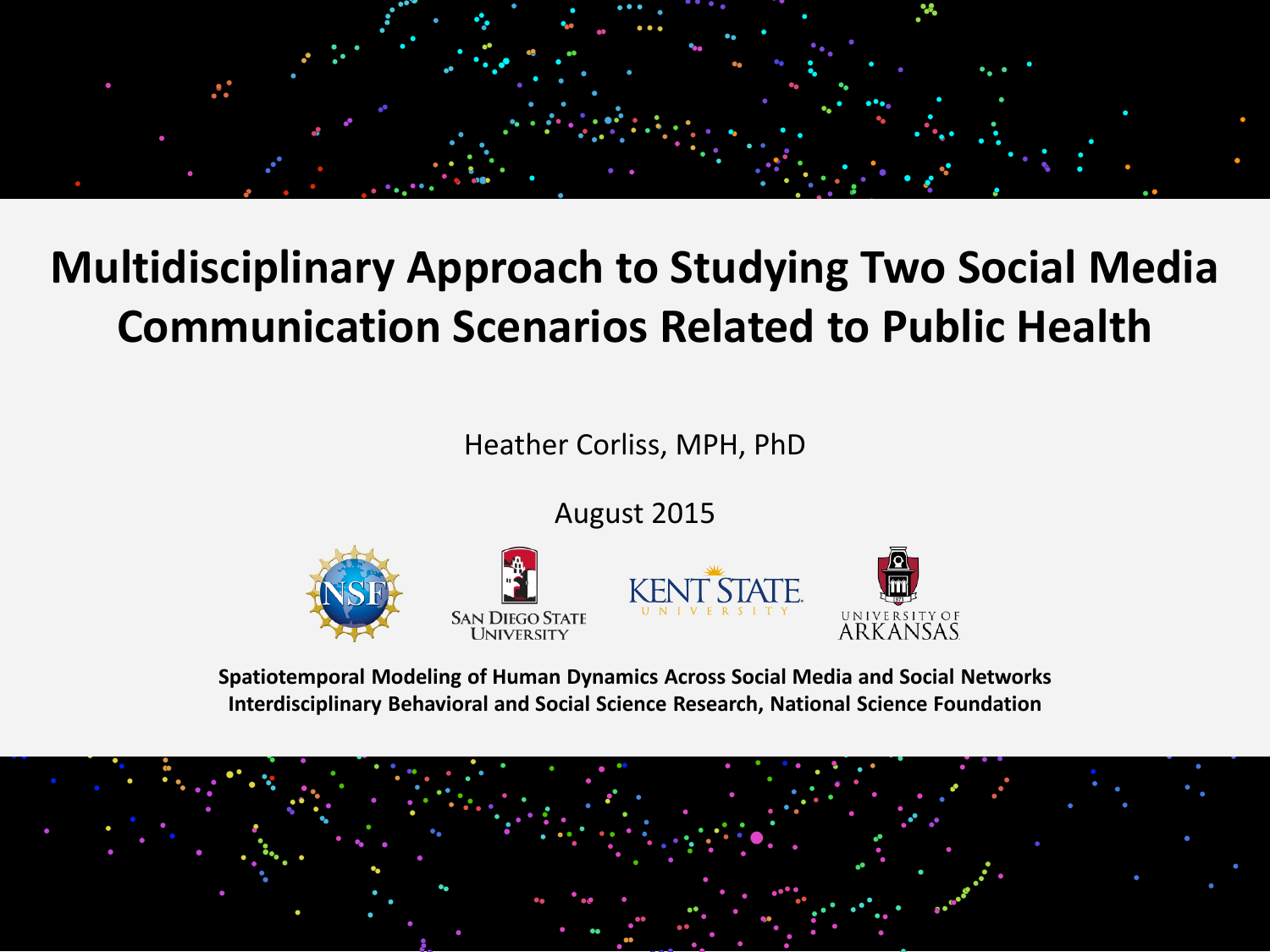# Multidisciplinary Approach to Studying Two Social Media Communication Scenarios Related to Public Health

Heather Corliss, MPH, PhD

August 2015

**Spatiotemporal Modeling of Human Dynamics Across Social Media and Social Networks**
**Interdisciplinary Behavioral and Social Science Research, National Science Foundation**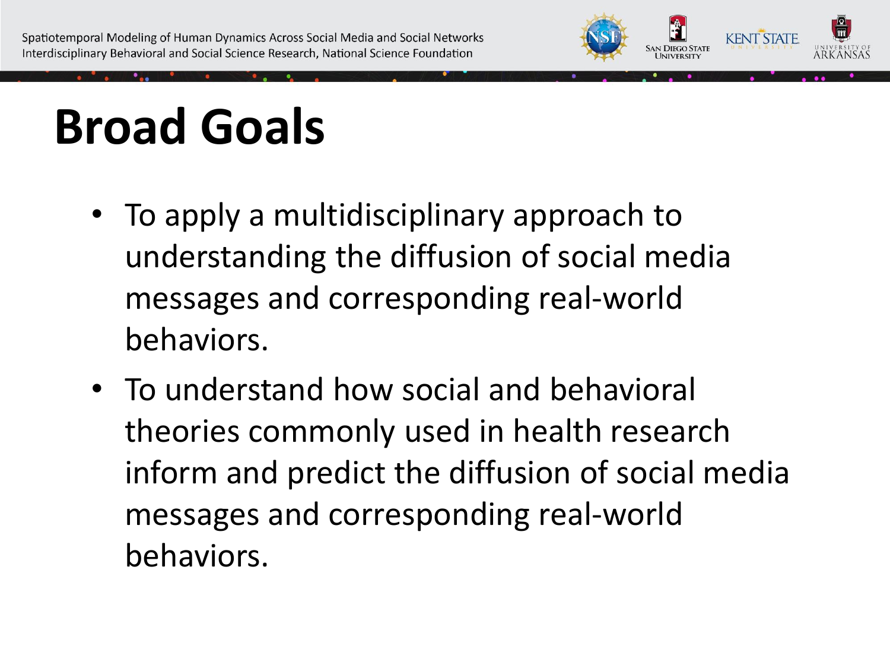# Broad Goals

- To apply a multidisciplinary approach to understanding the diffusion of social media messages and corresponding real-world behaviors.
- To understand how social and behavioral theories commonly used in health research inform and predict the diffusion of social media messages and corresponding real-world behaviors.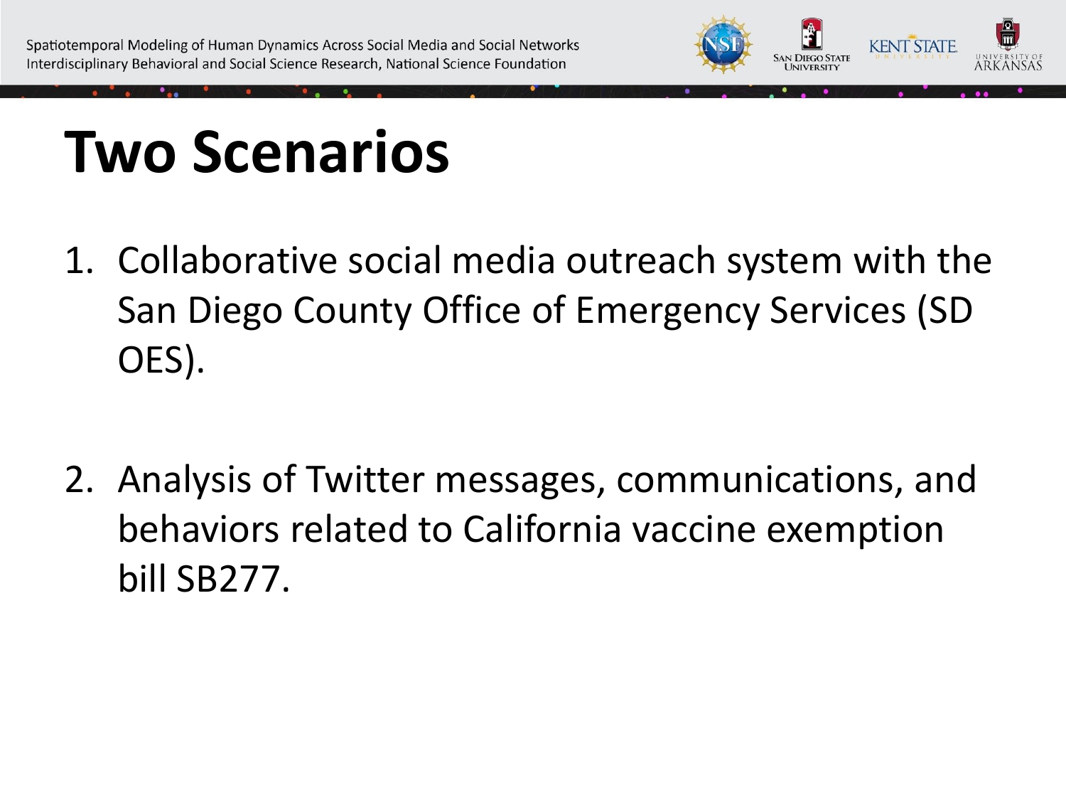# Two Scenarios

1. Collaborative social media outreach system with the San Diego County Office of Emergency Services (SD OES).

2. Analysis of Twitter messages, communications, and behaviors related to California vaccine exemption bill SB277.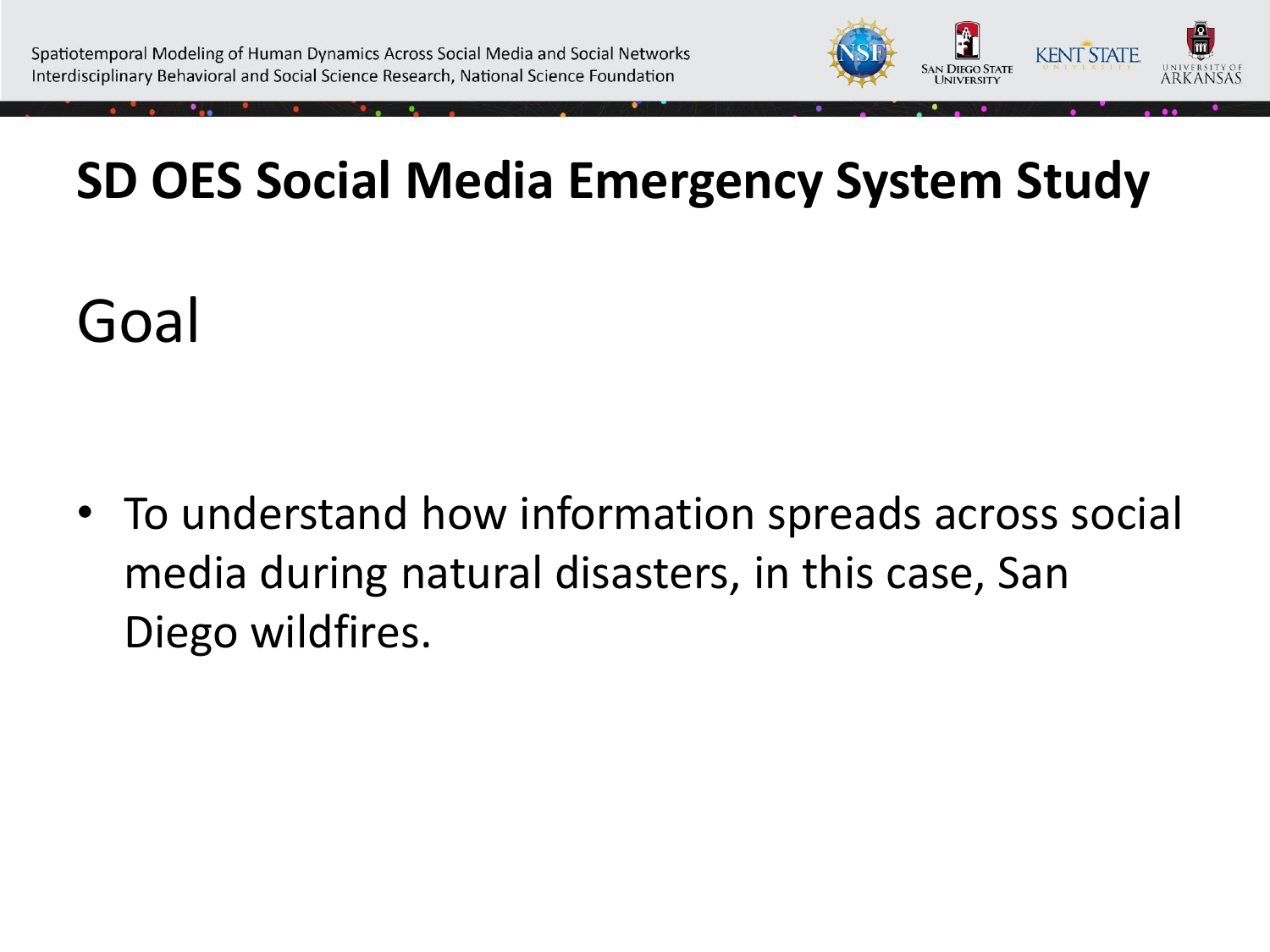# SD OES Social Media Emergency System Study

## Goal

- To understand how information spreads across social media during natural disasters, in this case, San Diego wildfires.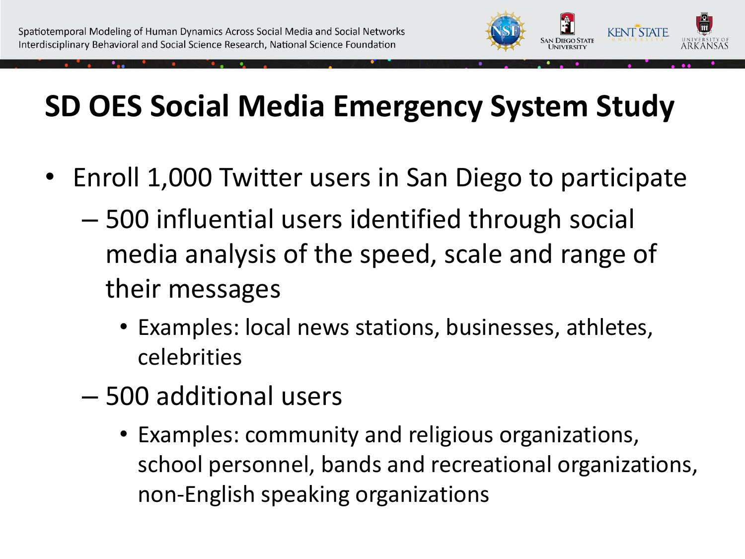# SD OES Social Media Emergency System Study

- Enroll 1,000 Twitter users in San Diego to participate
  - 500 influential users identified through social media analysis of the speed, scale and range of their messages
    - Examples: local news stations, businesses, athletes, celebrities
  - 500 additional users
    - Examples: community and religious organizations, school personnel, bands and recreational organizations, non-English speaking organizations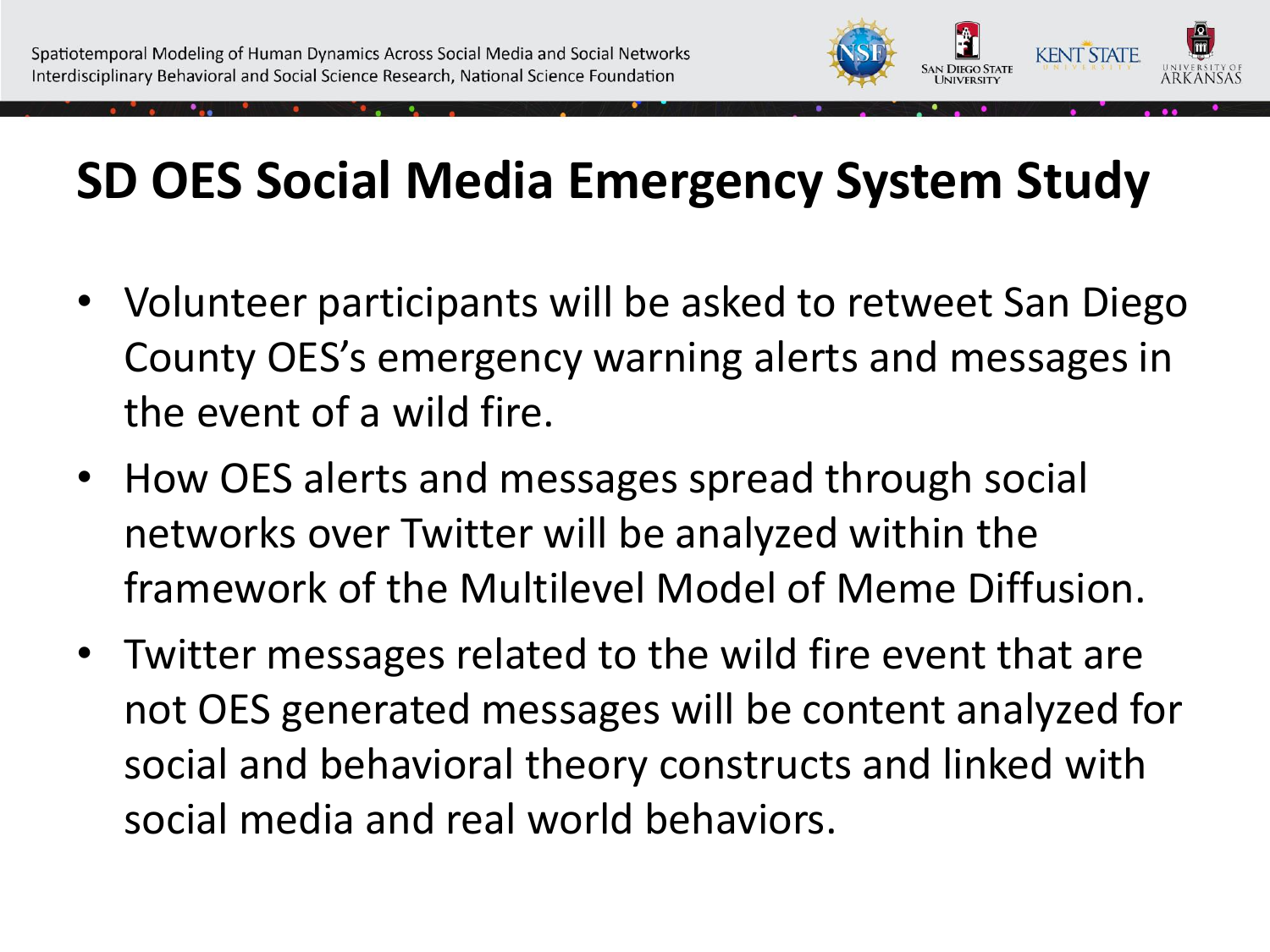# SD OES Social Media Emergency System Study

- Volunteer participants will be asked to retweet San Diego County OES's emergency warning alerts and messages in the event of a wild fire.
- How OES alerts and messages spread through social networks over Twitter will be analyzed within the framework of the Multilevel Model of Meme Diffusion.
- Twitter messages related to the wild fire event that are not OES generated messages will be content analyzed for social and behavioral theory constructs and linked with social media and real world behaviors.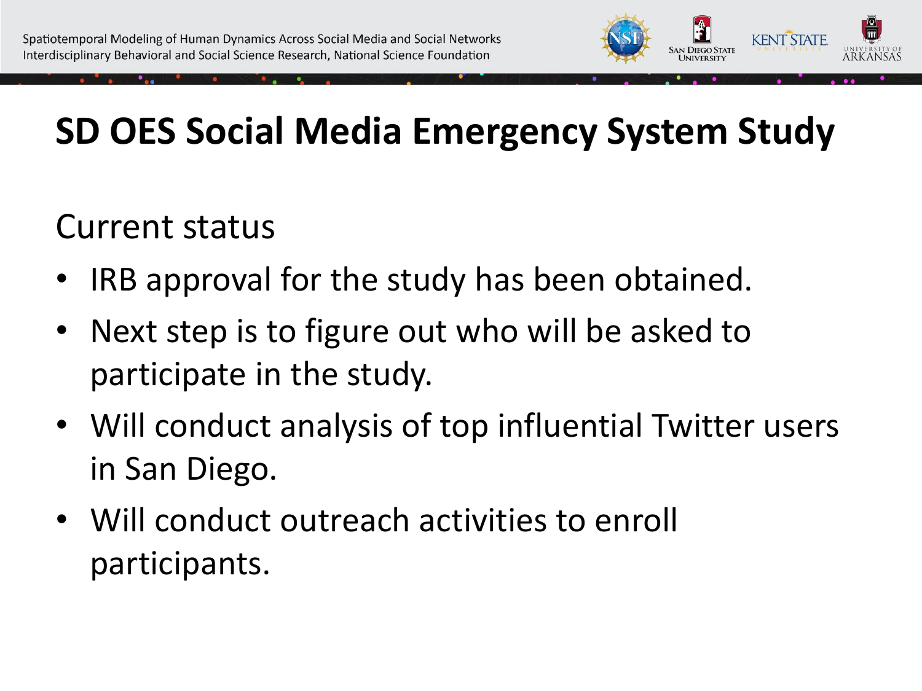# SD OES Social Media Emergency System Study

Current status

- IRB approval for the study has been obtained.
- Next step is to figure out who will be asked to participate in the study.
- Will conduct analysis of top influential Twitter users in San Diego.
- Will conduct outreach activities to enroll participants.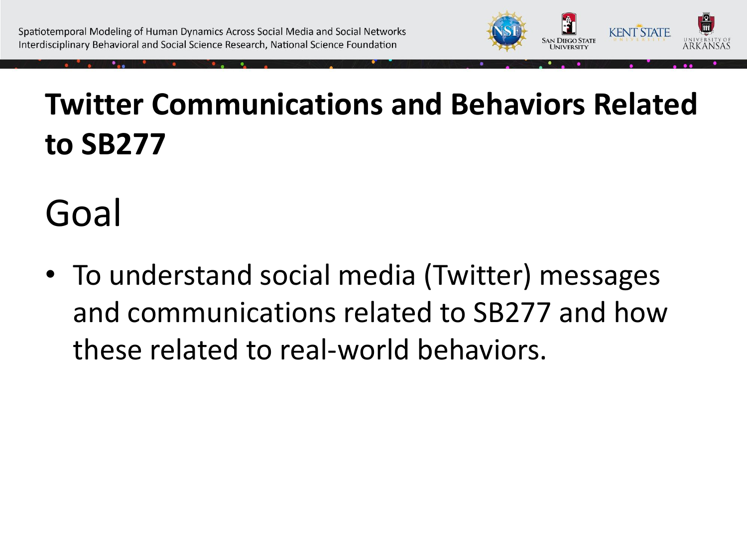# Twitter Communications and Behaviors Related to SB277

## Goal

- To understand social media (Twitter) messages and communications related to SB277 and how these related to real-world behaviors.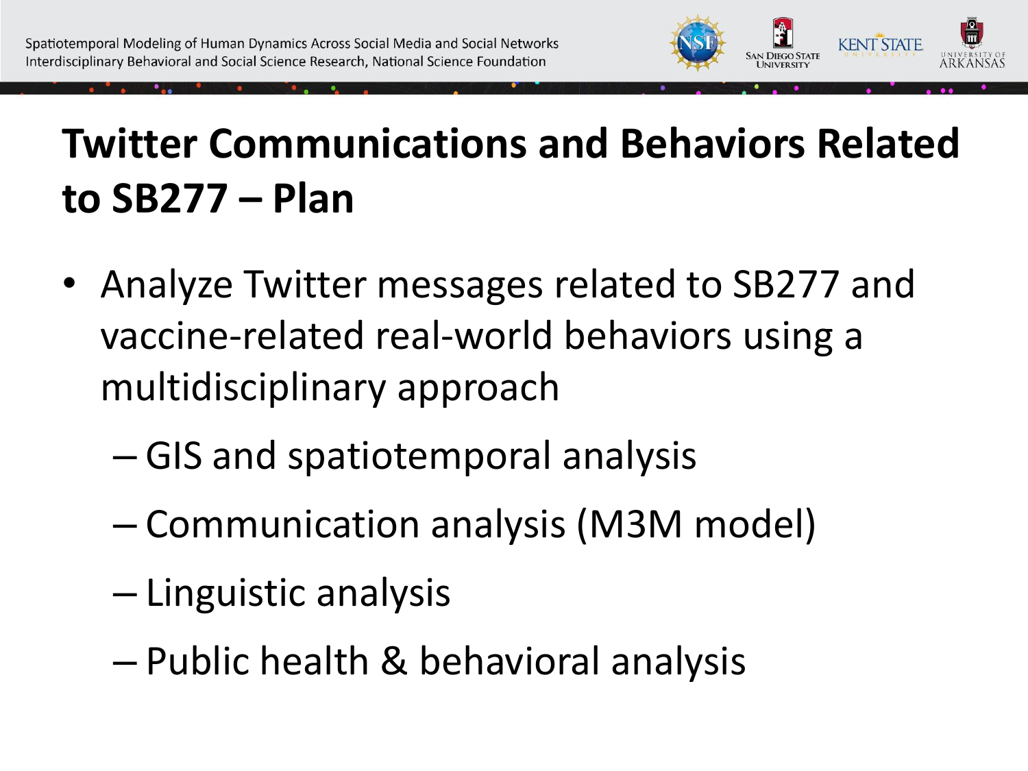# Twitter Communications and Behaviors Related to SB277 – Plan

- Analyze Twitter messages related to SB277 and vaccine-related real-world behaviors using a multidisciplinary approach
  - GIS and spatiotemporal analysis
  - Communication analysis (M3M model)
  - Linguistic analysis
  - Public health & behavioral analysis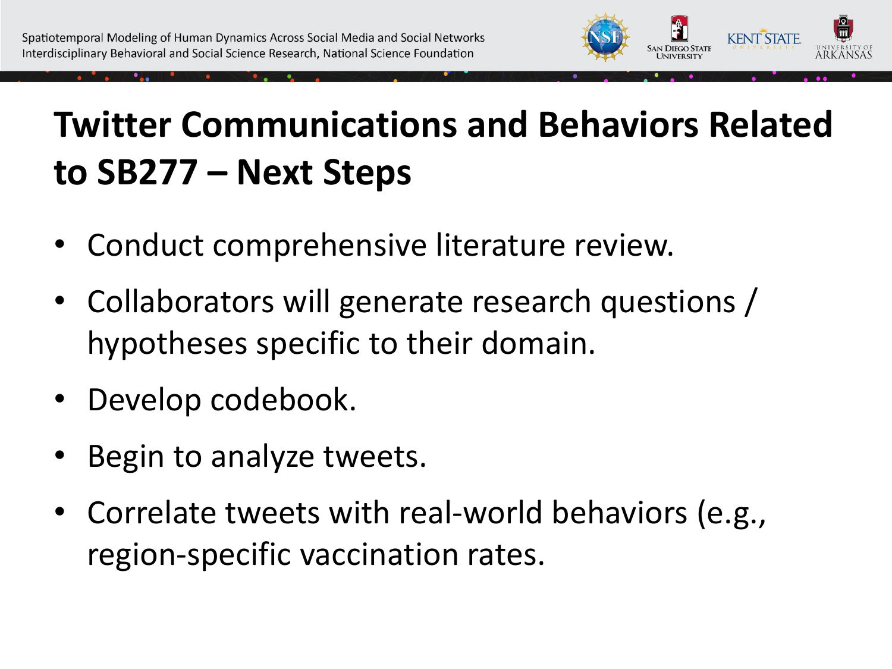## Twitter Communications and Behaviors Related to SB277 – Next Steps

- Conduct comprehensive literature review.
- Collaborators will generate research questions / hypotheses specific to their domain.
- Develop codebook.
- Begin to analyze tweets.
- Correlate tweets with real-world behaviors (e.g., region-specific vaccination rates.